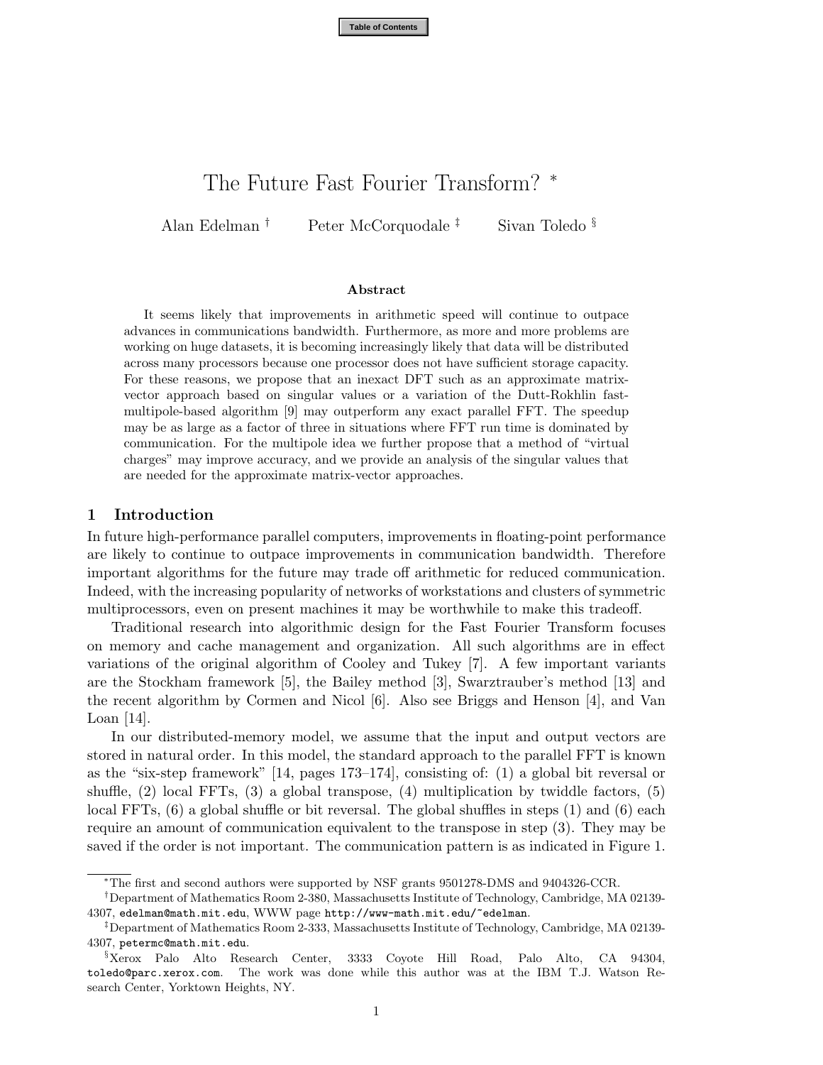# The Future Fast Fourier Transform? *

Alan Edelman † Peter McCorquodale ‡ Sivan Toledo §

## Abstract

It seems likely that improvements in arithmetic speed will continue to outpace advances in communications bandwidth. Furthermore, as more and more problems are working on huge datasets, it is becoming increasingly likely that data will be distributed across many processors because one processor does not have sufficient storage capacity. For these reasons, we propose that an inexact DFT such as an approximate matrix-vector approach based on singular values or a variation of the Dutt-Rokhlin fast-multipole-based algorithm [9] may outperform any exact parallel FFT. The speedup may be as large as a factor of three in situations where FFT run time is dominated by communication. For the multipole idea we further propose that a method of "virtual charges" may improve accuracy, and we provide an analysis of the singular values that are needed for the approximate matrix-vector approaches.

## 1 Introduction

In future high-performance parallel computers, improvements in floating-point performance are likely to continue to outpace improvements in communication bandwidth. Therefore important algorithms for the future may trade off arithmetic for reduced communication. Indeed, with the increasing popularity of networks of workstations and clusters of symmetric multiprocessors, even on present machines it may be worthwhile to make this tradeoff.

Traditional research into algorithmic design for the Fast Fourier Transform focuses on memory and cache management and organization. All such algorithms are in effect variations of the original algorithm of Cooley and Tukey [7]. A few important variants are the Stockham framework [5], the Bailey method [3], Swarztrauber's method [13] and the recent algorithm by Cormen and Nicol [6]. Also see Briggs and Henson [4], and Van Loan [14].

In our distributed-memory model, we assume that the input and output vectors are stored in natural order. In this model, the standard approach to the parallel FFT is known as the "six-step framework" [14, pages 173–174], consisting of: (1) a global bit reversal or shuffle, (2) local FFTs, (3) a global transpose, (4) multiplication by twiddle factors, (5) local FFTs, (6) a global shuffle or bit reversal. The global shuffles in steps (1) and (6) each require an amount of communication equivalent to the transpose in step (3). They may be saved if the order is not important. The communication pattern is as indicated in Figure 1.

---

*The first and second authors were supported by NSF grants 9501278-DMS and 9404326-CCR.

†Department of Mathematics Room 2-380, Massachusetts Institute of Technology, Cambridge, MA 02139-4307, edelman@math.mit.edu, WWW page http://www-math.mit.edu/~edelman.

‡Department of Mathematics Room 2-333, Massachusetts Institute of Technology, Cambridge, MA 02139-4307, petermc@math.mit.edu.

§Xerox Palo Alto Research Center, 3333 Coyote Hill Road, Palo Alto, CA 94304, toledo@parc.xerox.com. The work was done while this author was at the IBM T.J. Watson Research Center, Yorktown Heights, NY.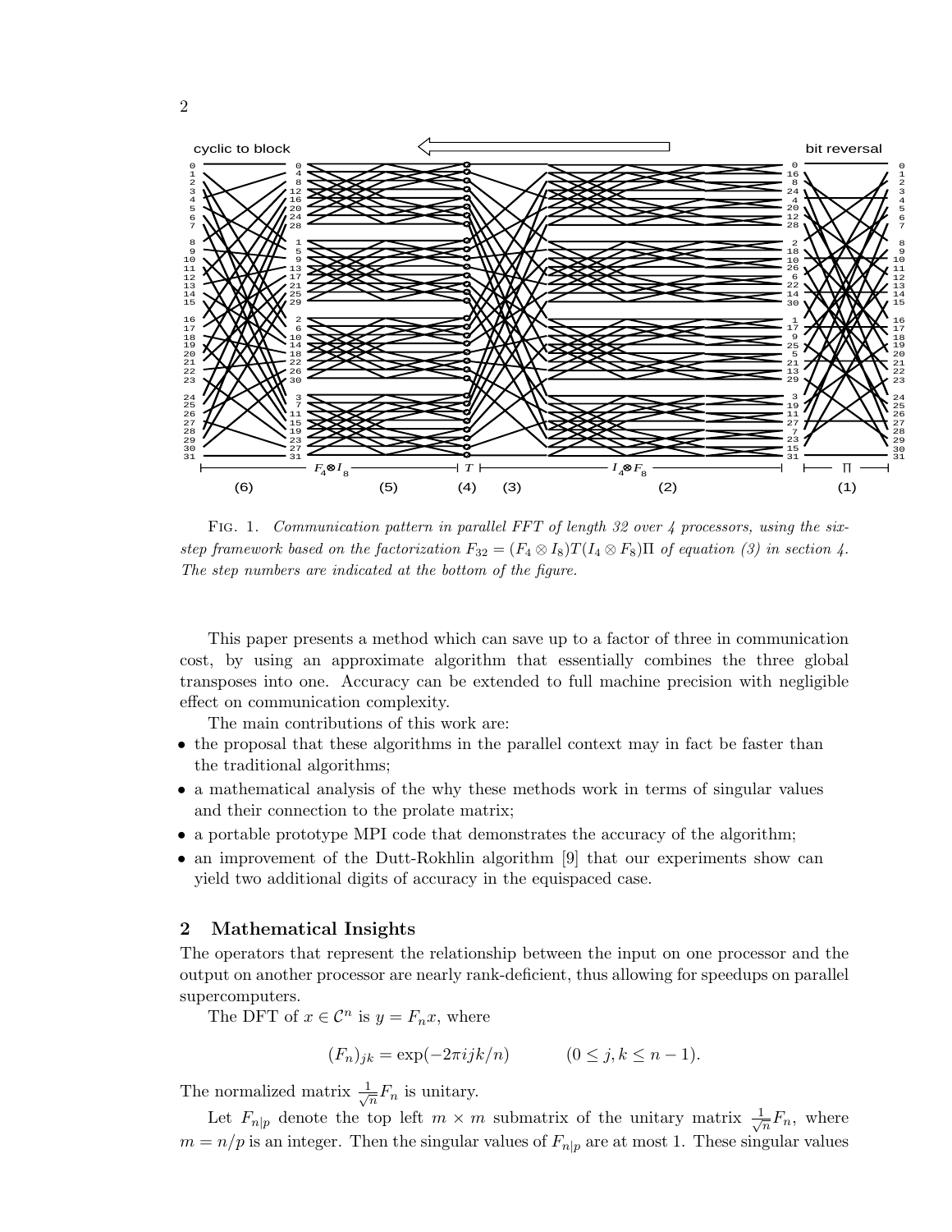FIG. 1. *Communication pattern in parallel FFT of length 32 over 4 processors, using the six-step framework based on the factorization $F_{32} = (F_4 \otimes I_8)T(I_4 \otimes F_8)\Pi$ of equation (3) in section 4. The step numbers are indicated at the bottom of the figure.*

This paper presents a method which can save up to a factor of three in communication cost, by using an approximate algorithm that essentially combines the three global transposes into one. Accuracy can be extended to full machine precision with negligible effect on communication complexity.

The main contributions of this work are:

- the proposal that these algorithms in the parallel context may in fact be faster than the traditional algorithms;
- a mathematical analysis of the why these methods work in terms of singular values and their connection to the prolate matrix;
- a portable prototype MPI code that demonstrates the accuracy of the algorithm;
- an improvement of the Dutt-Rokhlin algorithm [9] that our experiments show can yield two additional digits of accuracy in the equispaced case.

## 2 Mathematical Insights

The operators that represent the relationship between the input on one processor and the output on another processor are nearly rank-deficient, thus allowing for speedups on parallel supercomputers.

The DFT of $x \in \mathcal{C}^n$ is $y = F_n x$, where

$$(F_n)_{jk} = \exp(-2\pi ijk/n) \qquad (0 \le j, k \le n-1).$$

The normalized matrix $\frac{1}{\sqrt{n}} F_n$ is unitary.

Let $F_{n|p}$ denote the top left $m \times m$ submatrix of the unitary matrix $\frac{1}{\sqrt{n}} F_n$, where $m = n/p$ is an integer. Then the singular values of $F_{n|p}$ are at most 1. These singular values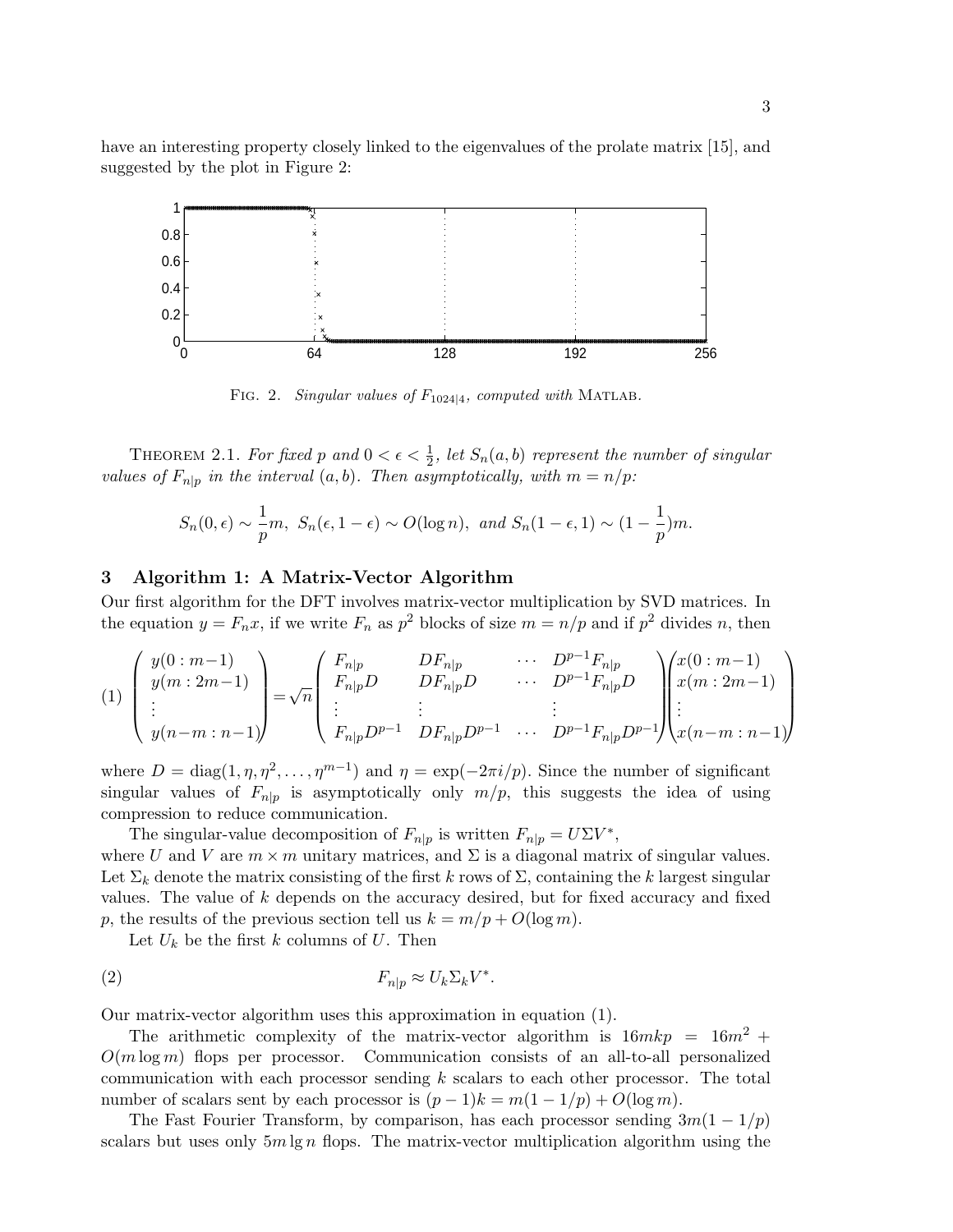have an interesting property closely linked to the eigenvalues of the prolate matrix [15], and suggested by the plot in Figure 2:

FIG. 2. *Singular values of $F_{1024|4}$, computed with* MATLAB.

THEOREM 2.1. *For fixed $p$ and $0 < \epsilon < \frac{1}{2}$, let $S_n(a,b)$ represent the number of singular values of $F_{n|p}$ in the interval $(a,b)$. Then asymptotically, with $m = n/p$:*

$$S_n(0,\epsilon) \sim \frac{1}{p}m, \;\; S_n(\epsilon, 1-\epsilon) \sim O(\log n), \;\; \textit{and} \;\; S_n(1-\epsilon, 1) \sim (1-\frac{1}{p})m.$$

## 3 Algorithm 1: A Matrix-Vector Algorithm

Our first algorithm for the DFT involves matrix-vector multiplication by SVD matrices. In the equation $y = F_n x$, if we write $F_n$ as $p^2$ blocks of size $m = n/p$ and if $p^2$ divides $n$, then

$$(1) \quad \begin{pmatrix} y(0:m-1) \\ y(m:2m-1) \\ \vdots \\ y(n-m:n-1) \end{pmatrix} = \sqrt{n} \begin{pmatrix} F_{n|p} & DF_{n|p} & \cdots & D^{p-1}F_{n|p} \\ F_{n|p}D & DF_{n|p}D & \cdots & D^{p-1}F_{n|p}D \\ \vdots & \vdots & & \vdots \\ F_{n|p}D^{p-1} & DF_{n|p}D^{p-1} & \cdots & D^{p-1}F_{n|p}D^{p-1} \end{pmatrix} \begin{pmatrix} x(0:m-1) \\ x(m:2m-1) \\ \vdots \\ x(n-m:n-1) \end{pmatrix}$$

where $D = \mathrm{diag}(1, \eta, \eta^2, \ldots, \eta^{m-1})$ and $\eta = \exp(-2\pi i/p)$. Since the number of significant singular values of $F_{n|p}$ is asymptotically only $m/p$, this suggests the idea of using compression to reduce communication.

The singular-value decomposition of $F_{n|p}$ is written $F_{n|p} = U\Sigma V^*$, where $U$ and $V$ are $m \times m$ unitary matrices, and $\Sigma$ is a diagonal matrix of singular values. Let $\Sigma_k$ denote the matrix consisting of the first $k$ rows of $\Sigma$, containing the $k$ largest singular values. The value of $k$ depends on the accuracy desired, but for fixed accuracy and fixed $p$, the results of the previous section tell us $k = m/p + O(\log m)$.

Let $U_k$ be the first $k$ columns of $U$. Then

$$(2) \qquad F_{n|p} \approx U_k \Sigma_k V^*.$$

Our matrix-vector algorithm uses this approximation in equation (1).

The arithmetic complexity of the matrix-vector algorithm is $16mkp = 16m^2 + O(m \log m)$ flops per processor. Communication consists of an all-to-all personalized communication with each processor sending $k$ scalars to each other processor. The total number of scalars sent by each processor is $(p-1)k = m(1-1/p) + O(\log m)$.

The Fast Fourier Transform, by comparison, has each processor sending $3m(1-1/p)$ scalars but uses only $5m \lg n$ flops. The matrix-vector multiplication algorithm using the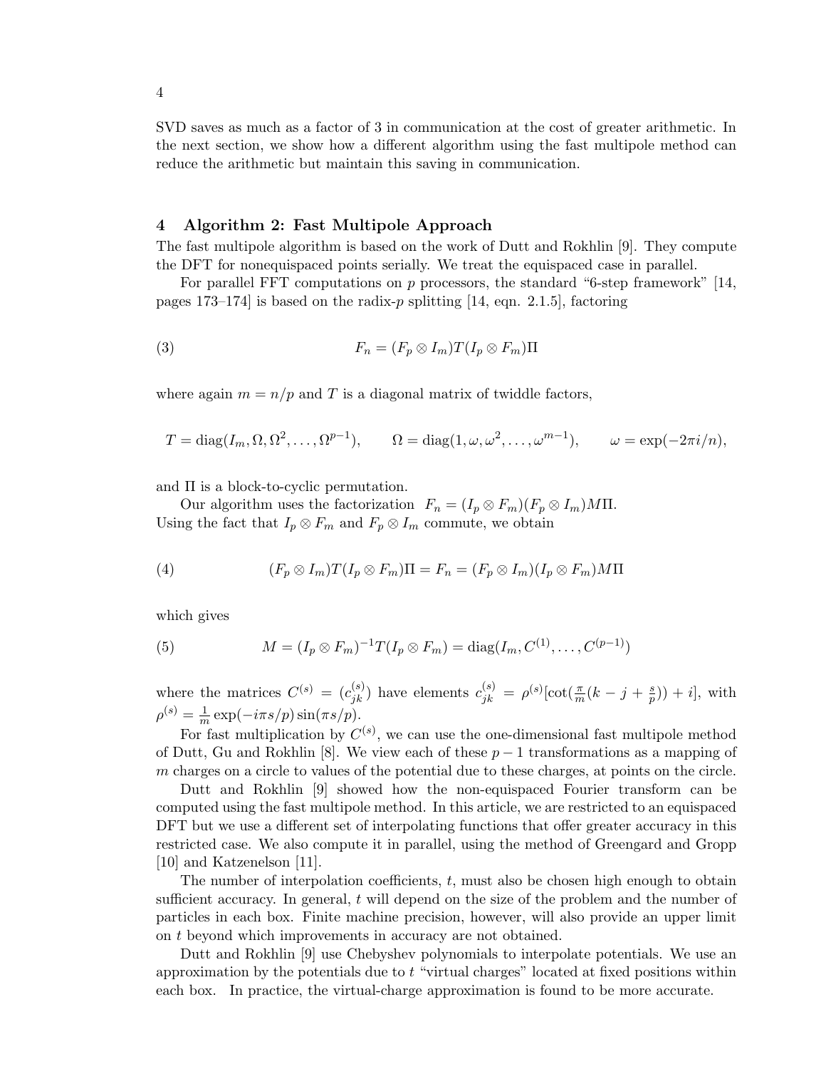SVD saves as much as a factor of 3 in communication at the cost of greater arithmetic. In the next section, we show how a different algorithm using the fast multipole method can reduce the arithmetic but maintain this saving in communication.

## 4 Algorithm 2: Fast Multipole Approach

The fast multipole algorithm is based on the work of Dutt and Rokhlin [9]. They compute the DFT for nonequispaced points serially. We treat the equispaced case in parallel.

For parallel FFT computations on $p$ processors, the standard "6-step framework" [14, pages 173–174] is based on the radix-$p$ splitting [14, eqn. 2.1.5], factoring

$$F_n = (F_p \otimes I_m) T (I_p \otimes F_m) \Pi \tag{3}$$

where again $m = n/p$ and $T$ is a diagonal matrix of twiddle factors,

$$T = \mathrm{diag}(I_m, \Omega, \Omega^2, \ldots, \Omega^{p-1}), \qquad \Omega = \mathrm{diag}(1, \omega, \omega^2, \ldots, \omega^{m-1}), \qquad \omega = \exp(-2\pi i/n),$$

and $\Pi$ is a block-to-cyclic permutation.

Our algorithm uses the factorization $F_n = (I_p \otimes F_m)(F_p \otimes I_m) M \Pi$. Using the fact that $I_p \otimes F_m$ and $F_p \otimes I_m$ commute, we obtain

$$(F_p \otimes I_m) T (I_p \otimes F_m) \Pi = F_n = (F_p \otimes I_m)(I_p \otimes F_m) M \Pi \tag{4}$$

which gives

$$M = (I_p \otimes F_m)^{-1} T (I_p \otimes F_m) = \mathrm{diag}(I_m, C^{(1)}, \ldots, C^{(p-1)}) \tag{5}$$

where the matrices $C^{(s)} = (c^{(s)}_{jk})$ have elements $c^{(s)}_{jk} = \rho^{(s)}[\cot(\frac{\pi}{m}(k - j + \frac{s}{p})) + i]$, with $\rho^{(s)} = \frac{1}{m}\exp(-i\pi s/p)\sin(\pi s/p)$.

For fast multiplication by $C^{(s)}$, we can use the one-dimensional fast multipole method of Dutt, Gu and Rokhlin [8]. We view each of these $p-1$ transformations as a mapping of $m$ charges on a circle to values of the potential due to these charges, at points on the circle.

Dutt and Rokhlin [9] showed how the non-equispaced Fourier transform can be computed using the fast multipole method. In this article, we are restricted to an equispaced DFT but we use a different set of interpolating functions that offer greater accuracy in this restricted case. We also compute it in parallel, using the method of Greengard and Gropp [10] and Katzenelson [11].

The number of interpolation coefficients, $t$, must also be chosen high enough to obtain sufficient accuracy. In general, $t$ will depend on the size of the problem and the number of particles in each box. Finite machine precision, however, will also provide an upper limit on $t$ beyond which improvements in accuracy are not obtained.

Dutt and Rokhlin [9] use Chebyshev polynomials to interpolate potentials. We use an approximation by the potentials due to $t$ "virtual charges" located at fixed positions within each box. In practice, the virtual-charge approximation is found to be more accurate.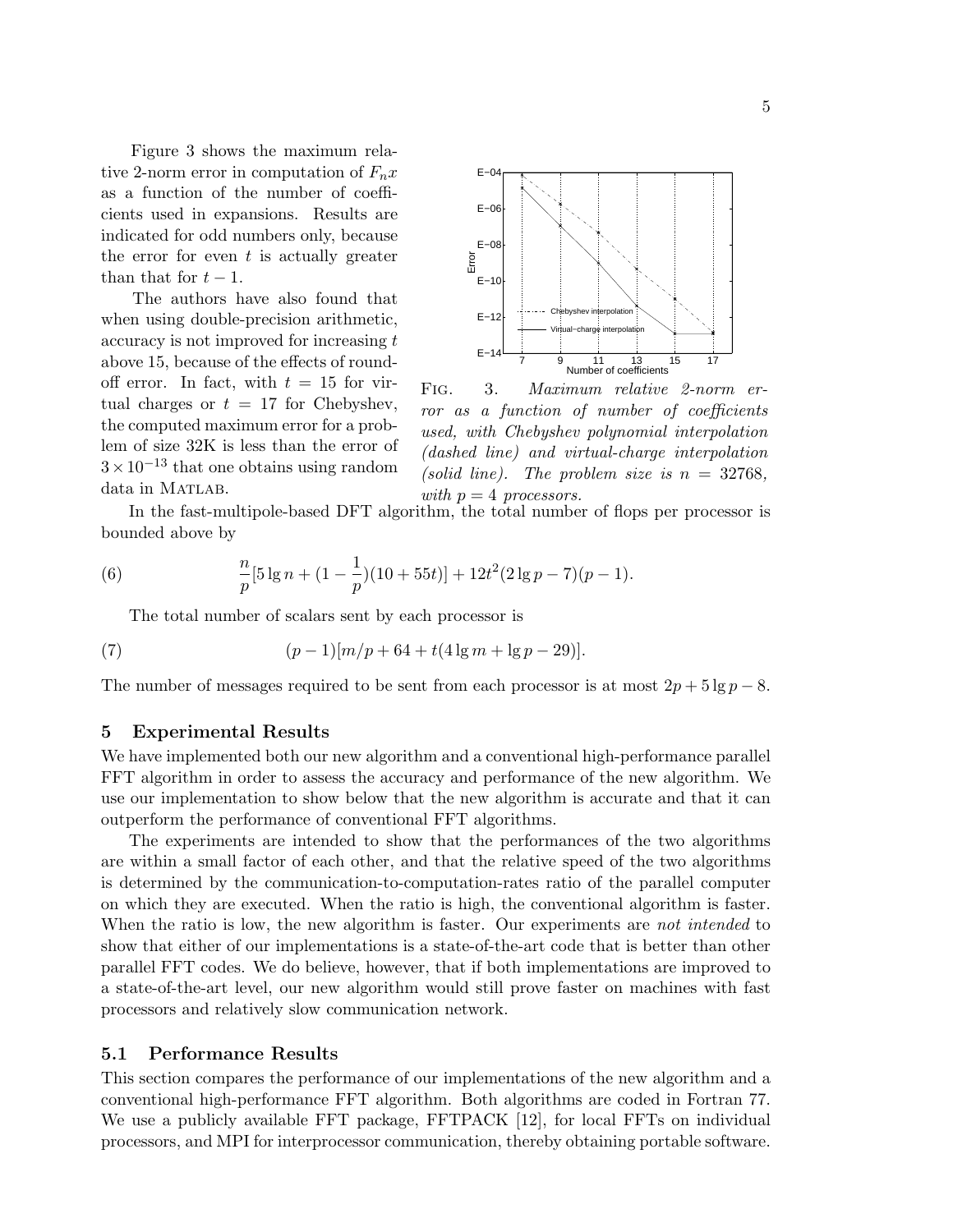Figure 3 shows the maximum relative 2-norm error in computation of $F_n x$ as a function of the number of coefficients used in expansions. Results are indicated for odd numbers only, because the error for even $t$ is actually greater than that for $t-1$.

The authors have also found that when using double-precision arithmetic, accuracy is not improved for increasing $t$ above 15, because of the effects of round-off error. In fact, with $t = 15$ for virtual charges or $t = 17$ for Chebyshev, the computed maximum error for a problem of size 32K is less than the error of $3 \times 10^{-13}$ that one obtains using random data in MATLAB.

FIG. 3. *Maximum relative 2-norm error as a function of number of coefficients used, with Chebyshev polynomial interpolation (dashed line) and virtual-charge interpolation (solid line). The problem size is $n = 32768$, with $p = 4$ processors.*

In the fast-multipole-based DFT algorithm, the total number of flops per processor is bounded above by

$$\frac{n}{p}[5 \lg n + (1 - \frac{1}{p})(10 + 55t)] + 12t^2(2 \lg p - 7)(p - 1). \tag{6}$$

The total number of scalars sent by each processor is

$$(p-1)[m/p + 64 + t(4 \lg m + \lg p - 29)]. \tag{7}$$

The number of messages required to be sent from each processor is at most $2p + 5 \lg p - 8$.

## 5 Experimental Results

We have implemented both our new algorithm and a conventional high-performance parallel FFT algorithm in order to assess the accuracy and performance of the new algorithm. We use our implementation to show below that the new algorithm is accurate and that it can outperform the performance of conventional FFT algorithms.

The experiments are intended to show that the performances of the two algorithms are within a small factor of each other, and that the relative speed of the two algorithms is determined by the communication-to-computation-rates ratio of the parallel computer on which they are executed. When the ratio is high, the conventional algorithm is faster. When the ratio is low, the new algorithm is faster. Our experiments are *not intended* to show that either of our implementations is a state-of-the-art code that is better than other parallel FFT codes. We do believe, however, that if both implementations are improved to a state-of-the-art level, our new algorithm would still prove faster on machines with fast processors and relatively slow communication network.

### 5.1 Performance Results

This section compares the performance of our implementations of the new algorithm and a conventional high-performance FFT algorithm. Both algorithms are coded in Fortran 77. We use a publicly available FFT package, FFTPACK [12], for local FFTs on individual processors, and MPI for interprocessor communication, thereby obtaining portable software.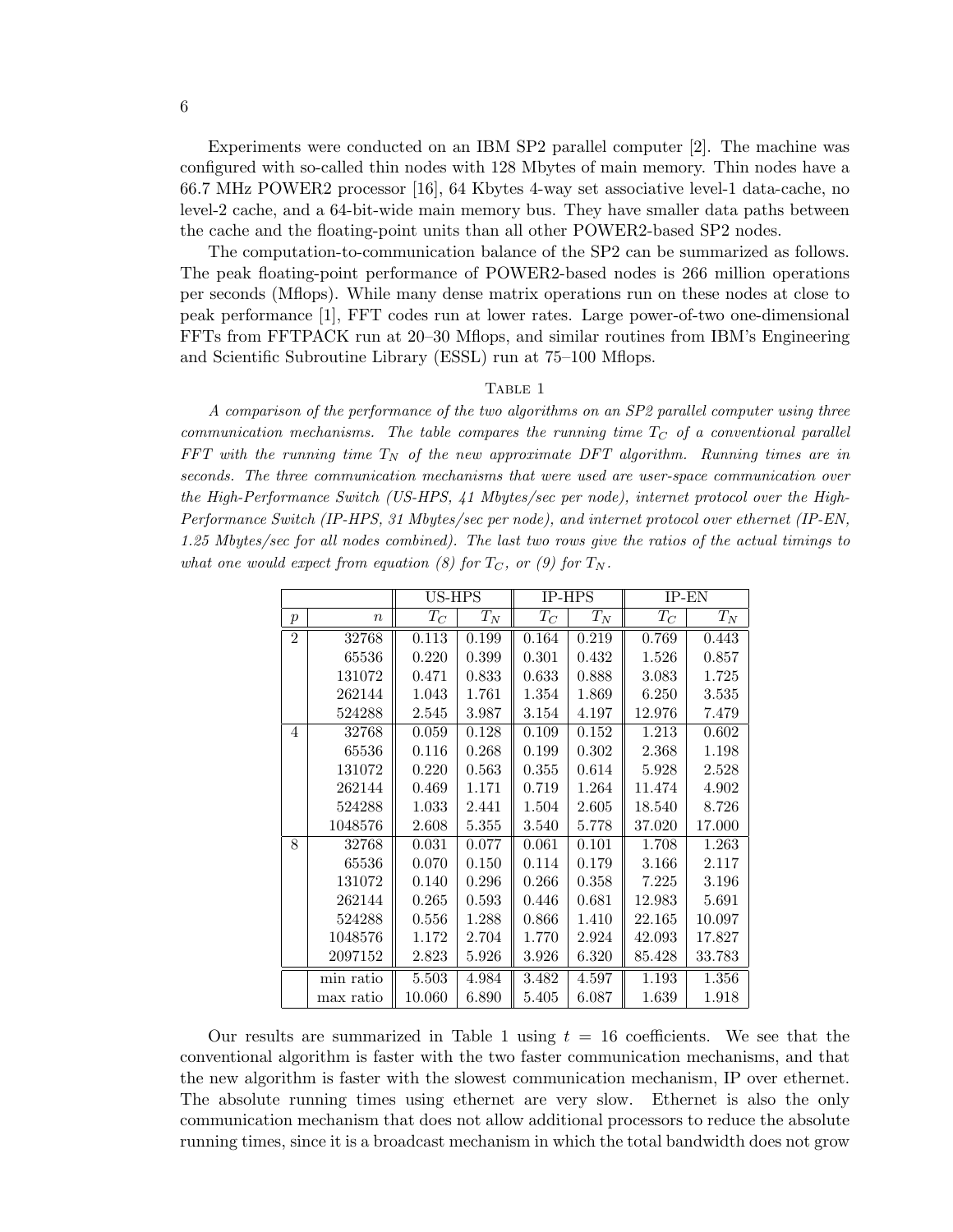Experiments were conducted on an IBM SP2 parallel computer [2]. The machine was configured with so-called thin nodes with 128 Mbytes of main memory. Thin nodes have a 66.7 MHz POWER2 processor [16], 64 Kbytes 4-way set associative level-1 data-cache, no level-2 cache, and a 64-bit-wide main memory bus. They have smaller data paths between the cache and the floating-point units than all other POWER2-based SP2 nodes.

The computation-to-communication balance of the SP2 can be summarized as follows. The peak floating-point performance of POWER2-based nodes is 266 million operations per seconds (Mflops). While many dense matrix operations run on these nodes at close to peak performance [1], FFT codes run at lower rates. Large power-of-two one-dimensional FFTs from FFTPACK run at 20–30 Mflops, and similar routines from IBM's Engineering and Scientific Subroutine Library (ESSL) run at 75–100 Mflops.

Table 1

*A comparison of the performance of the two algorithms on an SP2 parallel computer using three communication mechanisms. The table compares the running time $T_C$ of a conventional parallel FFT with the running time $T_N$ of the new approximate DFT algorithm. Running times are in seconds. The three communication mechanisms that were used are user-space communication over the High-Performance Switch (US-HPS, 41 Mbytes/sec per node), internet protocol over the High-Performance Switch (IP-HPS, 31 Mbytes/sec per node), and internet protocol over ethernet (IP-EN, 1.25 Mbytes/sec for all nodes combined). The last two rows give the ratios of the actual timings to what one would expect from equation (8) for $T_C$, or (9) for $T_N$.*

| | | US-HPS | | IP-HPS | | IP-EN | |
|---|---|---|---|---|---|---|---|
| $p$ | $n$ | $T_C$ | $T_N$ | $T_C$ | $T_N$ | $T_C$ | $T_N$ |
| 2 | 32768 | 0.113 | 0.199 | 0.164 | 0.219 | 0.769 | 0.443 |
| | 65536 | 0.220 | 0.399 | 0.301 | 0.432 | 1.526 | 0.857 |
| | 131072 | 0.471 | 0.833 | 0.633 | 0.888 | 3.083 | 1.725 |
| | 262144 | 1.043 | 1.761 | 1.354 | 1.869 | 6.250 | 3.535 |
| | 524288 | 2.545 | 3.987 | 3.154 | 4.197 | 12.976 | 7.479 |
| 4 | 32768 | 0.059 | 0.128 | 0.109 | 0.152 | 1.213 | 0.602 |
| | 65536 | 0.116 | 0.268 | 0.199 | 0.302 | 2.368 | 1.198 |
| | 131072 | 0.220 | 0.563 | 0.355 | 0.614 | 5.928 | 2.528 |
| | 262144 | 0.469 | 1.171 | 0.719 | 1.264 | 11.474 | 4.902 |
| | 524288 | 1.033 | 2.441 | 1.504 | 2.605 | 18.540 | 8.726 |
| | 1048576 | 2.608 | 5.355 | 3.540 | 5.778 | 37.020 | 17.000 |
| 8 | 32768 | 0.031 | 0.077 | 0.061 | 0.101 | 1.708 | 1.263 |
| | 65536 | 0.070 | 0.150 | 0.114 | 0.179 | 3.166 | 2.117 |
| | 131072 | 0.140 | 0.296 | 0.266 | 0.358 | 7.225 | 3.196 |
| | 262144 | 0.265 | 0.593 | 0.446 | 0.681 | 12.983 | 5.691 |
| | 524288 | 0.556 | 1.288 | 0.866 | 1.410 | 22.165 | 10.097 |
| | 1048576 | 1.172 | 2.704 | 1.770 | 2.924 | 42.093 | 17.827 |
| | 2097152 | 2.823 | 5.926 | 3.926 | 6.320 | 85.428 | 33.783 |
| | min ratio | 5.503 | 4.984 | 3.482 | 4.597 | 1.193 | 1.356 |
| | max ratio | 10.060 | 6.890 | 5.405 | 6.087 | 1.639 | 1.918 |

Our results are summarized in Table 1 using $t = 16$ coefficients. We see that the conventional algorithm is faster with the two faster communication mechanisms, and that the new algorithm is faster with the slowest communication mechanism, IP over ethernet. The absolute running times using ethernet are very slow. Ethernet is also the only communication mechanism that does not allow additional processors to reduce the absolute running times, since it is a broadcast mechanism in which the total bandwidth does not grow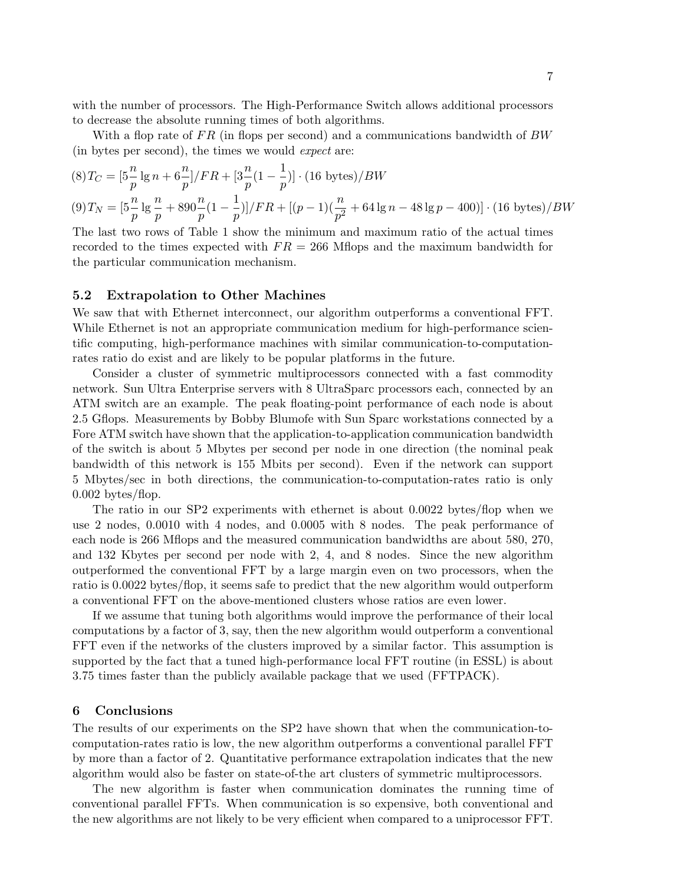with the number of processors. The High-Performance Switch allows additional processors to decrease the absolute running times of both algorithms.

With a flop rate of $FR$ (in flops per second) and a communications bandwidth of $BW$ (in bytes per second), the times we would *expect* are:

$$(8) T_C = [5\frac{n}{p}\lg n + 6\frac{n}{p}]/FR + [3\frac{n}{p}(1-\frac{1}{p})] \cdot (16 \text{ bytes})/BW$$

$$(9) T_N = [5\frac{n}{p}\lg\frac{n}{p} + 890\frac{n}{p}(1-\frac{1}{p})]/FR + [(p-1)(\frac{n}{p^2} + 64\lg n - 48\lg p - 400)] \cdot (16 \text{ bytes})/BW$$

The last two rows of Table 1 show the minimum and maximum ratio of the actual times recorded to the times expected with $FR = 266$ Mflops and the maximum bandwidth for the particular communication mechanism.

### 5.2 Extrapolation to Other Machines

We saw that with Ethernet interconnect, our algorithm outperforms a conventional FFT. While Ethernet is not an appropriate communication medium for high-performance scientific computing, high-performance machines with similar communication-to-computation-rates ratio do exist and are likely to be popular platforms in the future.

Consider a cluster of symmetric multiprocessors connected with a fast commodity network. Sun Ultra Enterprise servers with 8 UltraSparc processors each, connected by an ATM switch are an example. The peak floating-point performance of each node is about 2.5 Gflops. Measurements by Bobby Blumofe with Sun Sparc workstations connected by a Fore ATM switch have shown that the application-to-application communication bandwidth of the switch is about 5 Mbytes per second per node in one direction (the nominal peak bandwidth of this network is 155 Mbits per second). Even if the network can support 5 Mbytes/sec in both directions, the communication-to-computation-rates ratio is only 0.002 bytes/flop.

The ratio in our SP2 experiments with ethernet is about 0.0022 bytes/flop when we use 2 nodes, 0.0010 with 4 nodes, and 0.0005 with 8 nodes. The peak performance of each node is 266 Mflops and the measured communication bandwidths are about 580, 270, and 132 Kbytes per second per node with 2, 4, and 8 nodes. Since the new algorithm outperformed the conventional FFT by a large margin even on two processors, when the ratio is 0.0022 bytes/flop, it seems safe to predict that the new algorithm would outperform a conventional FFT on the above-mentioned clusters whose ratios are even lower.

If we assume that tuning both algorithms would improve the performance of their local computations by a factor of 3, say, then the new algorithm would outperform a conventional FFT even if the networks of the clusters improved by a similar factor. This assumption is supported by the fact that a tuned high-performance local FFT routine (in ESSL) is about 3.75 times faster than the publicly available package that we used (FFTPACK).

## 6 Conclusions

The results of our experiments on the SP2 have shown that when the communication-to-computation-rates ratio is low, the new algorithm outperforms a conventional parallel FFT by more than a factor of 2. Quantitative performance extrapolation indicates that the new algorithm would also be faster on state-of-the art clusters of symmetric multiprocessors.

The new algorithm is faster when communication dominates the running time of conventional parallel FFTs. When communication is so expensive, both conventional and the new algorithms are not likely to be very efficient when compared to a uniprocessor FFT.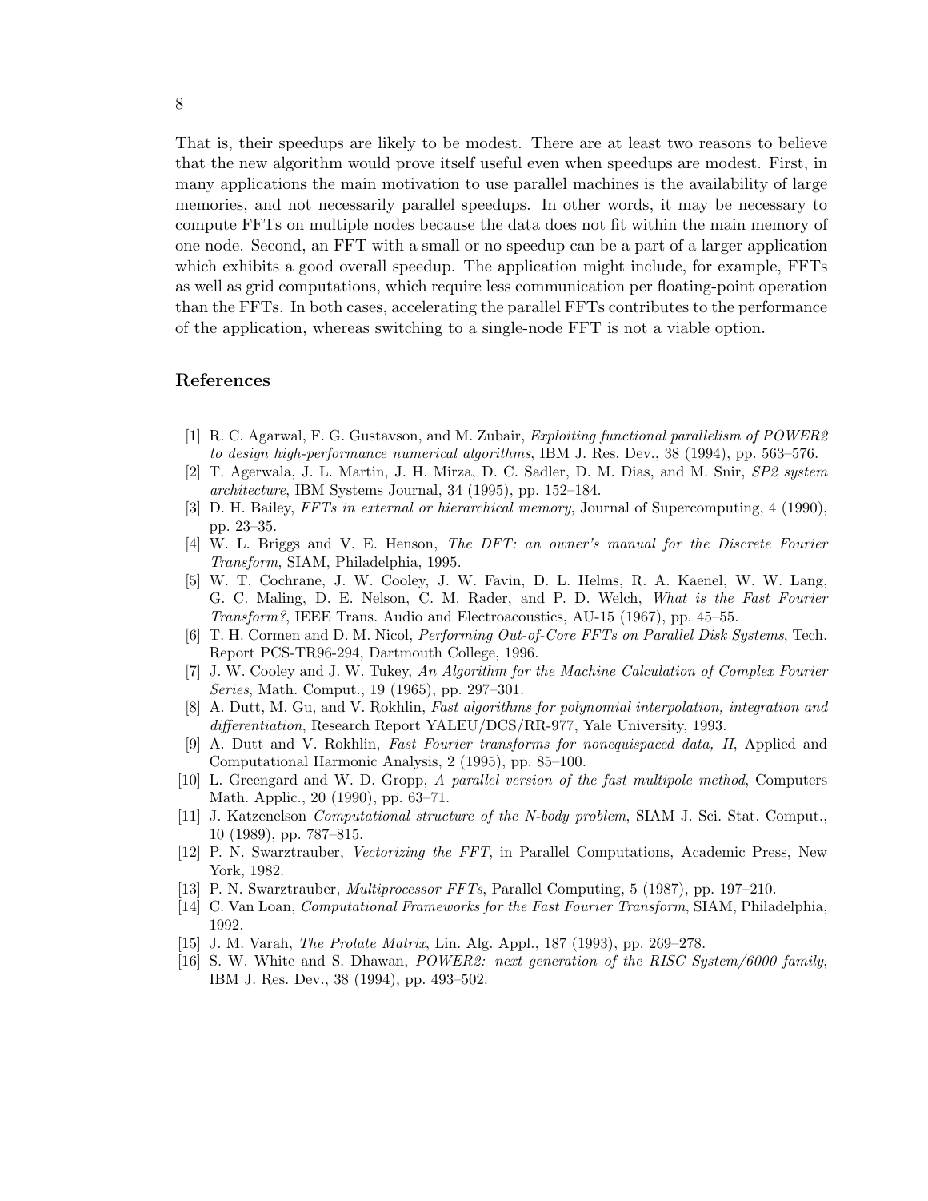That is, their speedups are likely to be modest. There are at least two reasons to believe that the new algorithm would prove itself useful even when speedups are modest. First, in many applications the main motivation to use parallel machines is the availability of large memories, and not necessarily parallel speedups. In other words, it may be necessary to compute FFTs on multiple nodes because the data does not fit within the main memory of one node. Second, an FFT with a small or no speedup can be a part of a larger application which exhibits a good overall speedup. The application might include, for example, FFTs as well as grid computations, which require less communication per floating-point operation than the FFTs. In both cases, accelerating the parallel FFTs contributes to the performance of the application, whereas switching to a single-node FFT is not a viable option.

## References

[1] R. C. Agarwal, F. G. Gustavson, and M. Zubair, *Exploiting functional parallelism of POWER2 to design high-performance numerical algorithms*, IBM J. Res. Dev., 38 (1994), pp. 563–576.

[2] T. Agerwala, J. L. Martin, J. H. Mirza, D. C. Sadler, D. M. Dias, and M. Snir, *SP2 system architecture*, IBM Systems Journal, 34 (1995), pp. 152–184.

[3] D. H. Bailey, *FFTs in external or hierarchical memory*, Journal of Supercomputing, 4 (1990), pp. 23–35.

[4] W. L. Briggs and V. E. Henson, *The DFT: an owner's manual for the Discrete Fourier Transform*, SIAM, Philadelphia, 1995.

[5] W. T. Cochrane, J. W. Cooley, J. W. Favin, D. L. Helms, R. A. Kaenel, W. W. Lang, G. C. Maling, D. E. Nelson, C. M. Rader, and P. D. Welch, *What is the Fast Fourier Transform?*, IEEE Trans. Audio and Electroacoustics, AU-15 (1967), pp. 45–55.

[6] T. H. Cormen and D. M. Nicol, *Performing Out-of-Core FFTs on Parallel Disk Systems*, Tech. Report PCS-TR96-294, Dartmouth College, 1996.

[7] J. W. Cooley and J. W. Tukey, *An Algorithm for the Machine Calculation of Complex Fourier Series*, Math. Comput., 19 (1965), pp. 297–301.

[8] A. Dutt, M. Gu, and V. Rokhlin, *Fast algorithms for polynomial interpolation, integration and differentiation*, Research Report YALEU/DCS/RR-977, Yale University, 1993.

[9] A. Dutt and V. Rokhlin, *Fast Fourier transforms for nonequispaced data, II*, Applied and Computational Harmonic Analysis, 2 (1995), pp. 85–100.

[10] L. Greengard and W. D. Gropp, *A parallel version of the fast multipole method*, Computers Math. Applic., 20 (1990), pp. 63–71.

[11] J. Katzenelson *Computational structure of the N-body problem*, SIAM J. Sci. Stat. Comput., 10 (1989), pp. 787–815.

[12] P. N. Swarztrauber, *Vectorizing the FFT*, in Parallel Computations, Academic Press, New York, 1982.

[13] P. N. Swarztrauber, *Multiprocessor FFTs*, Parallel Computing, 5 (1987), pp. 197–210.

[14] C. Van Loan, *Computational Frameworks for the Fast Fourier Transform*, SIAM, Philadelphia, 1992.

[15] J. M. Varah, *The Prolate Matrix*, Lin. Alg. Appl., 187 (1993), pp. 269–278.

[16] S. W. White and S. Dhawan, *POWER2: next generation of the RISC System/6000 family*, IBM J. Res. Dev., 38 (1994), pp. 493–502.